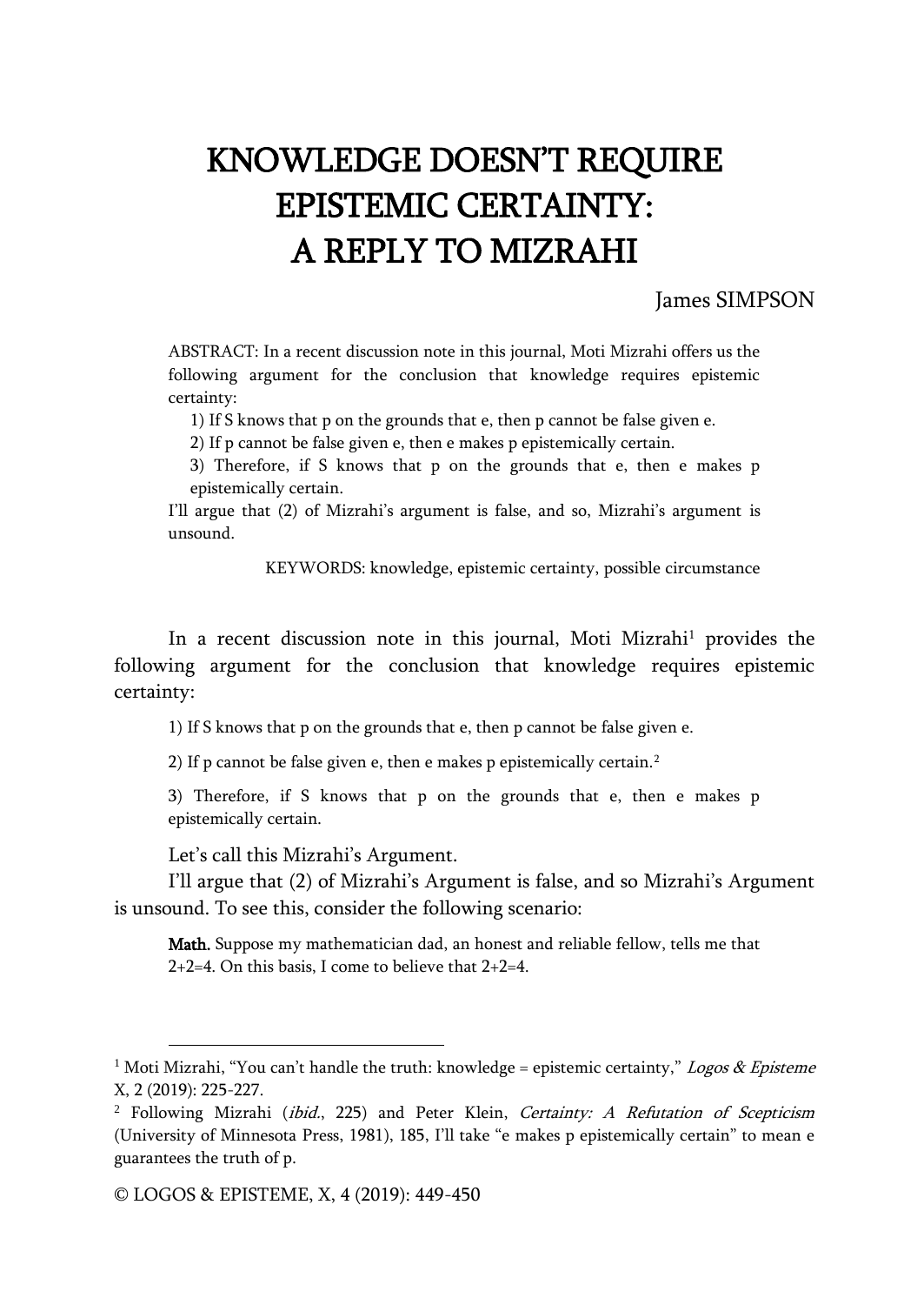# KNOWLEDGE DOESN'T REQUIRE EPISTEMIC CERTAINTY: A REPLY TO MIZRAHI

James SIMPSON

ABSTRACT: In a recent discussion note in this journal, Moti Mizrahi offers us the following argument for the conclusion that knowledge requires epistemic certainty:

1) If S knows that p on the grounds that e, then p cannot be false given e.

2) If p cannot be false given e, then e makes p epistemically certain.

3) Therefore, if S knows that p on the grounds that e, then e makes p epistemically certain.

I'll argue that (2) of Mizrahi's argument is false, and so, Mizrahi's argument is unsound.

KEYWORDS: knowledge, epistemic certainty, possible circumstance

In a recent discussion note in this journal, Moti Mizrahi[1] provides the following argument for the conclusion that knowledge requires epistemic certainty:

1) If S knows that p on the grounds that e, then p cannot be false given e.

2) If p cannot be false given e, then e makes p epistemically certain.[2]

3) Therefore, if S knows that p on the grounds that e, then e makes p epistemically certain.

Let's call this Mizrahi's Argument.

I'll argue that (2) of Mizrahi's Argument is false, and so Mizrahi's Argument is unsound. To see this, consider the following scenario:

**Math.** Suppose my mathematician dad, an honest and reliable fellow, tells me that 2+2=4. On this basis, I come to believe that 2+2=4.

---

[1] Moti Mizrahi, "You can't handle the truth: knowledge = epistemic certainty," *Logos & Episteme* X, 2 (2019): 225-227.

[2] Following Mizrahi (*ibid.*, 225) and Peter Klein, *Certainty: A Refutation of Scepticism* (University of Minnesota Press, 1981), 185, I'll take "e makes p epistemically certain" to mean e guarantees the truth of p.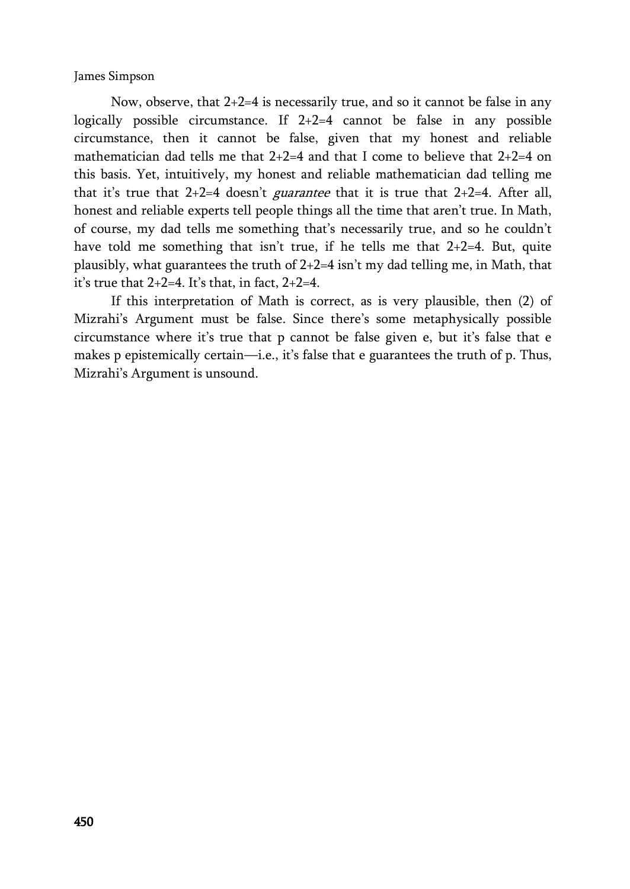Now, observe, that 2+2=4 is necessarily true, and so it cannot be false in any logically possible circumstance. If 2+2=4 cannot be false in any possible circumstance, then it cannot be false, given that my honest and reliable mathematician dad tells me that 2+2=4 and that I come to believe that 2+2=4 on this basis. Yet, intuitively, my honest and reliable mathematician dad telling me that it's true that 2+2=4 doesn't *guarantee* that it is true that 2+2=4. After all, honest and reliable experts tell people things all the time that aren't true. In Math, of course, my dad tells me something that's necessarily true, and so he couldn't have told me something that isn't true, if he tells me that 2+2=4. But, quite plausibly, what guarantees the truth of 2+2=4 isn't my dad telling me, in Math, that it's true that 2+2=4. It's that, in fact, 2+2=4.

If this interpretation of Math is correct, as is very plausible, then (2) of Mizrahi's Argument must be false. Since there's some metaphysically possible circumstance where it's true that p cannot be false given e, but it's false that e makes p epistemically certain—i.e., it's false that e guarantees the truth of p. Thus, Mizrahi's Argument is unsound.